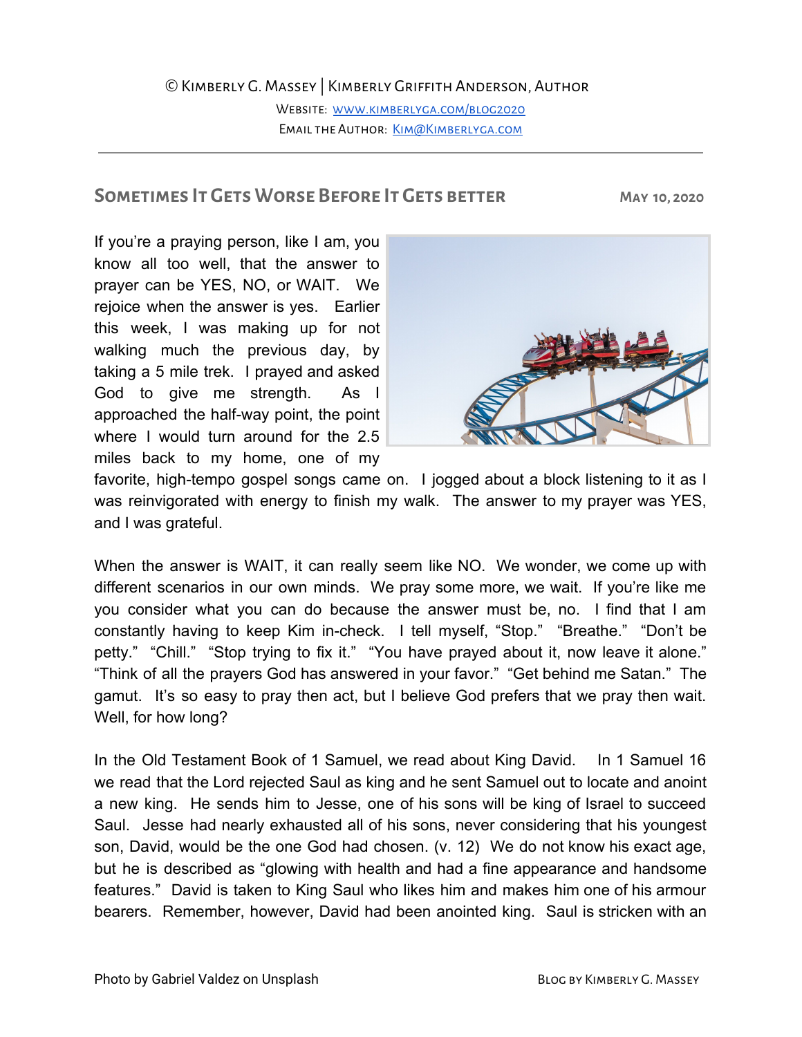© Kimberly G. Massey | Kimberly Griffith Anderson, Author

Website: [www.kimberlyga.com/blog2020](http://www.kimberlyga.com/blog2020)

Email the Author: [Kim@Kimberlyga.com](mailto:Kim@Kimberlyga.com)

---

## Sometimes It Gets Worse Before It Gets better

**May 10, 2020**

If you're a praying person, like I am, you know all too well, that the answer to prayer can be YES, NO, or WAIT. We rejoice when the answer is yes. Earlier this week, I was making up for not walking much the previous day, by taking a 5 mile trek. I prayed and asked God to give me strength. As I approached the half-way point, the point where I would turn around for the 2.5 miles back to my home, one of my favorite, high-tempo gospel songs came on. I jogged about a block listening to it as I was reinvigorated with energy to finish my walk. The answer to my prayer was YES, and I was grateful.

When the answer is WAIT, it can really seem like NO. We wonder, we come up with different scenarios in our own minds. We pray some more, we wait. If you're like me you consider what you can do because the answer must be, no. I find that I am constantly having to keep Kim in-check. I tell myself, "Stop." "Breathe." "Don't be petty." "Chill." "Stop trying to fix it." "You have prayed about it, now leave it alone." "Think of all the prayers God has answered in your favor." "Get behind me Satan." The gamut. It's so easy to pray then act, but I believe God prefers that we pray then wait. Well, for how long?

In the Old Testament Book of 1 Samuel, we read about King David. In 1 Samuel 16 we read that the Lord rejected Saul as king and he sent Samuel out to locate and anoint a new king. He sends him to Jesse, one of his sons will be king of Israel to succeed Saul. Jesse had nearly exhausted all of his sons, never considering that his youngest son, David, would be the one God had chosen. (v. 12) We do not know his exact age, but he is described as "glowing with health and had a fine appearance and handsome features." David is taken to King Saul who likes him and makes him one of his armour bearers. Remember, however, David had been anointed king. Saul is stricken with an

Photo by Gabriel Valdez on Unsplash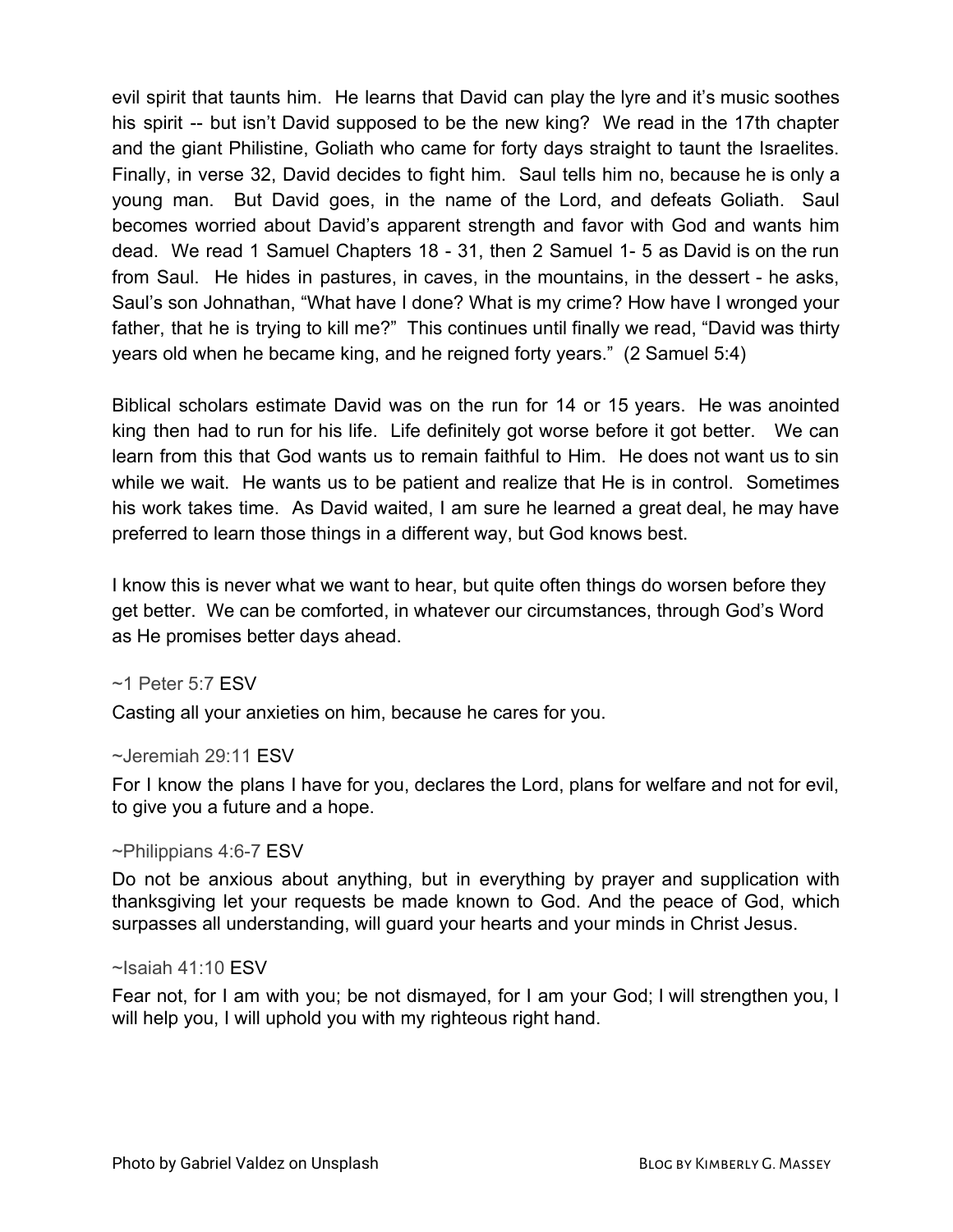evil spirit that taunts him. He learns that David can play the lyre and it's music soothes his spirit -- but isn't David supposed to be the new king? We read in the 17th chapter and the giant Philistine, Goliath who came for forty days straight to taunt the Israelites. Finally, in verse 32, David decides to fight him. Saul tells him no, because he is only a young man. But David goes, in the name of the Lord, and defeats Goliath. Saul becomes worried about David's apparent strength and favor with God and wants him dead. We read 1 Samuel Chapters 18 - 31, then 2 Samuel 1- 5 as David is on the run from Saul. He hides in pastures, in caves, in the mountains, in the dessert - he asks, Saul's son Johnathan, "What have I done? What is my crime? How have I wronged your father, that he is trying to kill me?" This continues until finally we read, "David was thirty years old when he became king, and he reigned forty years." (2 Samuel 5:4)

Biblical scholars estimate David was on the run for 14 or 15 years. He was anointed king then had to run for his life. Life definitely got worse before it got better. We can learn from this that God wants us to remain faithful to Him. He does not want us to sin while we wait. He wants us to be patient and realize that He is in control. Sometimes his work takes time. As David waited, I am sure he learned a great deal, he may have preferred to learn those things in a different way, but God knows best.

I know this is never what we want to hear, but quite often things do worsen before they get better. We can be comforted, in whatever our circumstances, through God's Word as He promises better days ahead.

~1 Peter 5:7 ESV

Casting all your anxieties on him, because he cares for you.

~Jeremiah 29:11 ESV

For I know the plans I have for you, declares the Lord, plans for welfare and not for evil, to give you a future and a hope.

~Philippians 4:6-7 ESV

Do not be anxious about anything, but in everything by prayer and supplication with thanksgiving let your requests be made known to God. And the peace of God, which surpasses all understanding, will guard your hearts and your minds in Christ Jesus.

~Isaiah 41:10 ESV

Fear not, for I am with you; be not dismayed, for I am your God; I will strengthen you, I will help you, I will uphold you with my righteous right hand.

Photo by Gabriel Valdez on Unsplash

Blog by Kimberly G. Massey